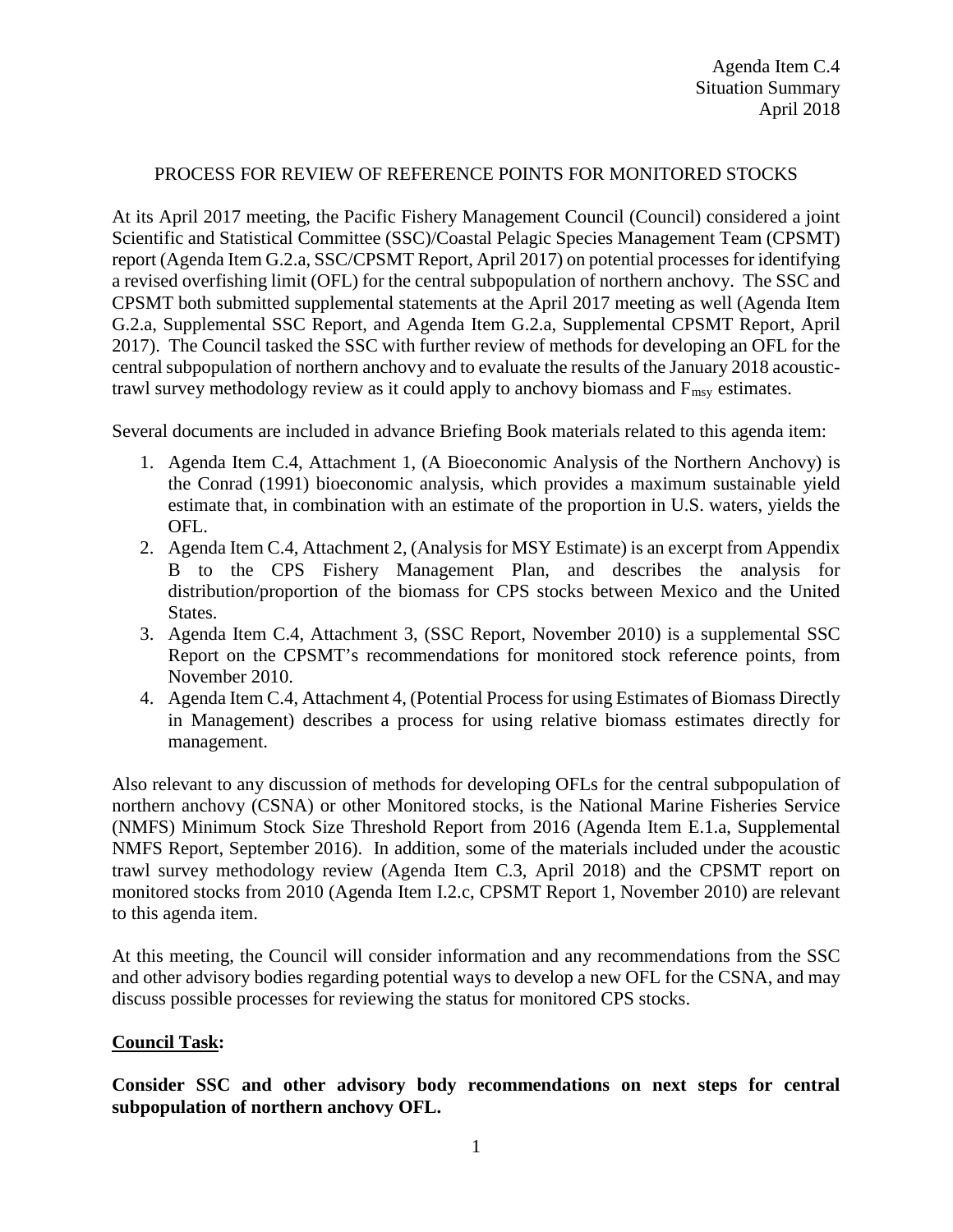Agenda Item C.4
Situation Summary
April 2018

# PROCESS FOR REVIEW OF REFERENCE POINTS FOR MONITORED STOCKS

At its April 2017 meeting, the Pacific Fishery Management Council (Council) considered a joint Scientific and Statistical Committee (SSC)/Coastal Pelagic Species Management Team (CPSMT) report (Agenda Item G.2.a, SSC/CPSMT Report, April 2017) on potential processes for identifying a revised overfishing limit (OFL) for the central subpopulation of northern anchovy. The SSC and CPSMT both submitted supplemental statements at the April 2017 meeting as well (Agenda Item G.2.a, Supplemental SSC Report, and Agenda Item G.2.a, Supplemental CPSMT Report, April 2017). The Council tasked the SSC with further review of methods for developing an OFL for the central subpopulation of northern anchovy and to evaluate the results of the January 2018 acoustic-trawl survey methodology review as it could apply to anchovy biomass and $F_{msy}$ estimates.

Several documents are included in advance Briefing Book materials related to this agenda item:

1. Agenda Item C.4, Attachment 1, (A Bioeconomic Analysis of the Northern Anchovy) is the Conrad (1991) bioeconomic analysis, which provides a maximum sustainable yield estimate that, in combination with an estimate of the proportion in U.S. waters, yields the OFL.
2. Agenda Item C.4, Attachment 2, (Analysis for MSY Estimate) is an excerpt from Appendix B to the CPS Fishery Management Plan, and describes the analysis for distribution/proportion of the biomass for CPS stocks between Mexico and the United States.
3. Agenda Item C.4, Attachment 3, (SSC Report, November 2010) is a supplemental SSC Report on the CPSMT's recommendations for monitored stock reference points, from November 2010.
4. Agenda Item C.4, Attachment 4, (Potential Process for using Estimates of Biomass Directly in Management) describes a process for using relative biomass estimates directly for management.

Also relevant to any discussion of methods for developing OFLs for the central subpopulation of northern anchovy (CSNA) or other Monitored stocks, is the National Marine Fisheries Service (NMFS) Minimum Stock Size Threshold Report from 2016 (Agenda Item E.1.a, Supplemental NMFS Report, September 2016). In addition, some of the materials included under the acoustic trawl survey methodology review (Agenda Item C.3, April 2018) and the CPSMT report on monitored stocks from 2010 (Agenda Item I.2.c, CPSMT Report 1, November 2010) are relevant to this agenda item.

At this meeting, the Council will consider information and any recommendations from the SSC and other advisory bodies regarding potential ways to develop a new OFL for the CSNA, and may discuss possible processes for reviewing the status for monitored CPS stocks.

## **Council Task:**

**Consider SSC and other advisory body recommendations on next steps for central subpopulation of northern anchovy OFL.**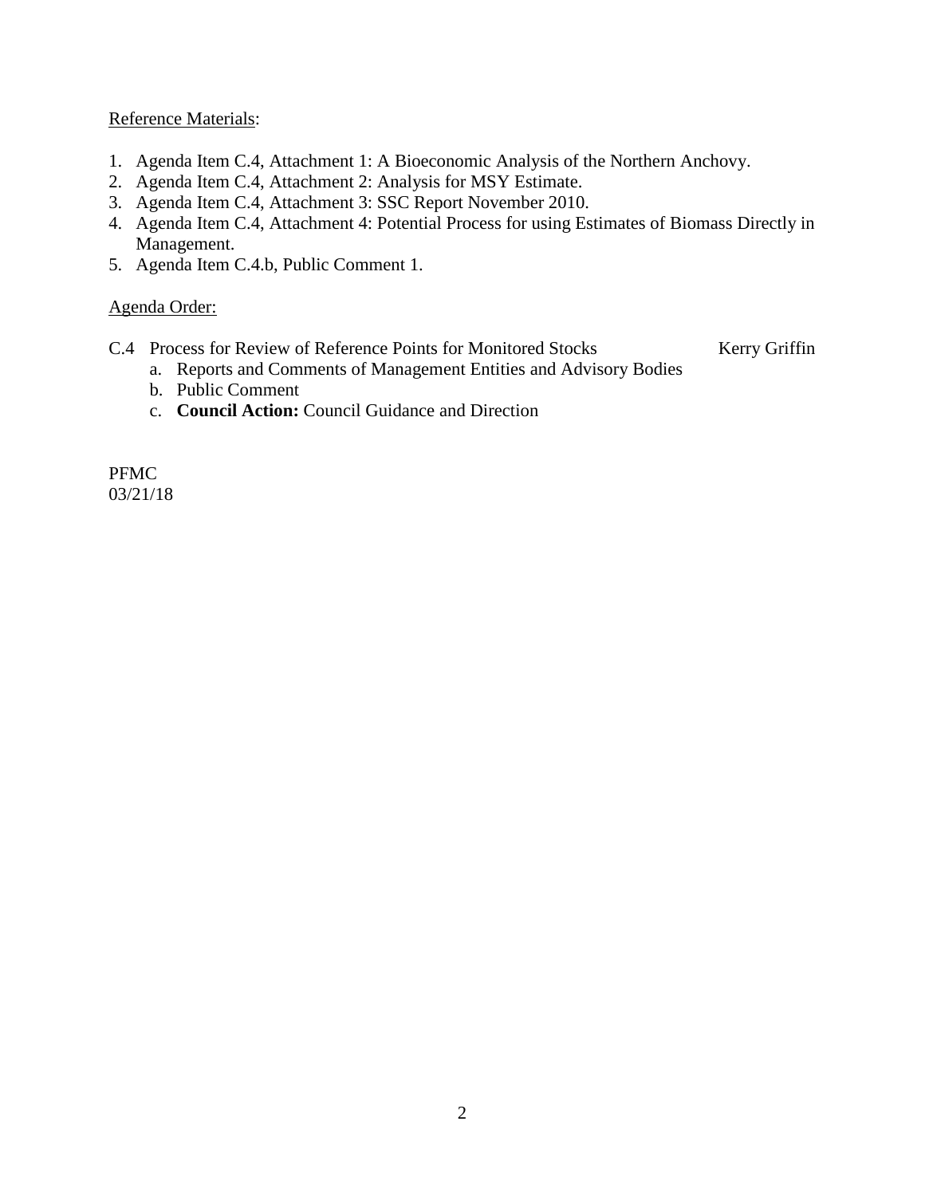Reference Materials:

1. Agenda Item C.4, Attachment 1: A Bioeconomic Analysis of the Northern Anchovy.
2. Agenda Item C.4, Attachment 2: Analysis for MSY Estimate.
3. Agenda Item C.4, Attachment 3: SSC Report November 2010.
4. Agenda Item C.4, Attachment 4: Potential Process for using Estimates of Biomass Directly in Management.
5. Agenda Item C.4.b, Public Comment 1.

Agenda Order:

C.4 Process for Review of Reference Points for Monitored Stocks — Kerry Griffin

   a. Reports and Comments of Management Entities and Advisory Bodies
   b. Public Comment
   c. **Council Action:** Council Guidance and Direction

PFMC
03/21/18